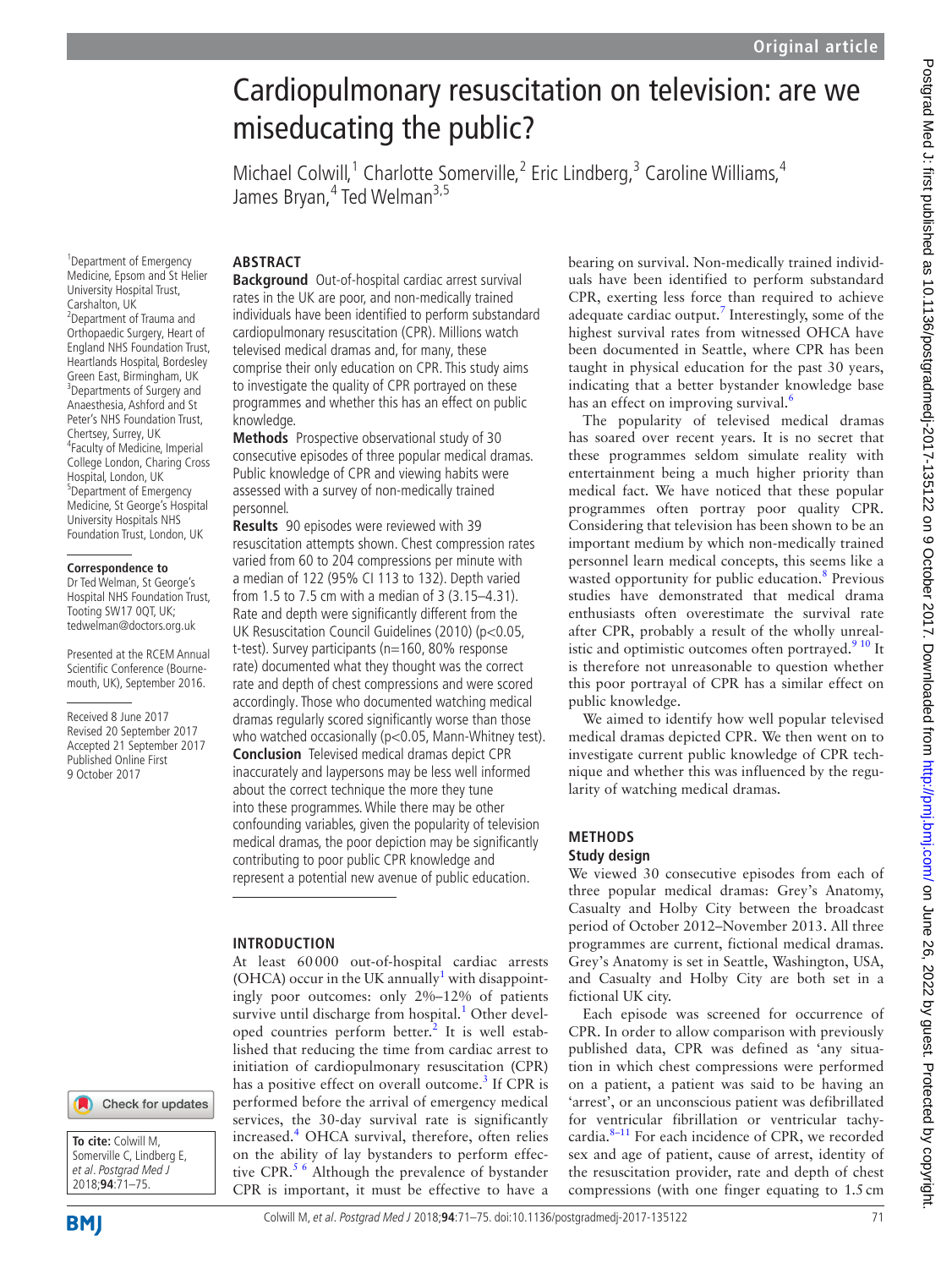# Cardiopulmonary resuscitation on television: are we miseducating the public?

Michael Colwill,[1] Charlotte Somerville,[2] Eric Lindberg,[3] Caroline Williams,[4] James Bryan,[4] Ted Welman[3,5]

[1]Department of Emergency Medicine, Epsom and St Helier University Hospital Trust, Carshalton, UK
[2]Department of Trauma and Orthopaedic Surgery, Heart of England NHS Foundation Trust, Heartlands Hospital, Bordesley Green East, Birmingham, UK
[3]Departments of Surgery and Anaesthesia, Ashford and St Peter's NHS Foundation Trust, Chertsey, Surrey, UK
[4]Faculty of Medicine, Imperial College London, Charing Cross Hospital, London, UK
[5]Department of Emergency Medicine, St George's Hospital University Hospitals NHS Foundation Trust, London, UK

**Correspondence to**
Dr Ted Welman, St George's Hospital NHS Foundation Trust, Tooting SW17 0QT, UK; tedwelman@doctors.org.uk

Presented at the RCEM Annual Scientific Conference (Bournemouth, UK), September 2016.

Received 8 June 2017
Revised 20 September 2017
Accepted 21 September 2017
Published Online First 9 October 2017

**To cite:** Colwill M, Somerville C, Lindberg E, *et al. Postgrad Med J* 2018;**94**:71–75.

## ABSTRACT

**Background** Out-of-hospital cardiac arrest survival rates in the UK are poor, and non-medically trained individuals have been identified to perform substandard cardiopulmonary resuscitation (CPR). Millions watch televised medical dramas and, for many, these comprise their only education on CPR. This study aims to investigate the quality of CPR portrayed on these programmes and whether this has an effect on public knowledge.

**Methods** Prospective observational study of 30 consecutive episodes of three popular medical dramas. Public knowledge of CPR and viewing habits were assessed with a survey of non-medically trained personnel.

**Results** 90 episodes were reviewed with 39 resuscitation attempts shown. Chest compression rates varied from 60 to 204 compressions per minute with a median of 122 (95% CI 113 to 132). Depth varied from 1.5 to 7.5 cm with a median of 3 (3.15–4.31). Rate and depth were significantly different from the UK Resuscitation Council Guidelines (2010) ($p<0.05$, t-test). Survey participants (n=160, 80% response rate) documented what they thought was the correct rate and depth of chest compressions and were scored accordingly. Those who documented watching medical dramas regularly scored significantly worse than those who watched occasionally ($p<0.05$, Mann-Whitney test).

**Conclusion** Televised medical dramas depict CPR inaccurately and laypersons may be less well informed about the correct technique the more they tune into these programmes. While there may be other confounding variables, given the popularity of television medical dramas, the poor depiction may be significantly contributing to poor public CPR knowledge and represent a potential new avenue of public education.

## INTRODUCTION

At least 60 000 out-of-hospital cardiac arrests (OHCA) occur in the UK annually[1] with disappointingly poor outcomes: only 2%–12% of patients survive until discharge from hospital.[1] Other developed countries perform better.[2] It is well established that reducing the time from cardiac arrest to initiation of cardiopulmonary resuscitation (CPR) has a positive effect on overall outcome.[3] If CPR is performed before the arrival of emergency medical services, the 30-day survival rate is significantly increased.[4] OHCA survival, therefore, often relies on the ability of lay bystanders to perform effective CPR.[5 6] Although the prevalence of bystander CPR is important, it must be effective to have a bearing on survival. Non-medically trained individuals have been identified to perform substandard CPR, exerting less force than required to achieve adequate cardiac output.[7] Interestingly, some of the highest survival rates from witnessed OHCA have been documented in Seattle, where CPR has been taught in physical education for the past 30 years, indicating that a better bystander knowledge base has an effect on improving survival.[6]

The popularity of televised medical dramas has soared over recent years. It is no secret that these programmes seldom simulate reality with entertainment being a much higher priority than medical fact. We have noticed that these popular programmes often portray poor quality CPR. Considering that television has been shown to be an important medium by which non-medically trained personnel learn medical concepts, this seems like a wasted opportunity for public education.[8] Previous studies have demonstrated that medical drama enthusiasts often overestimate the survival rate after CPR, probably a result of the wholly unrealistic and optimistic outcomes often portrayed.[9 10] It is therefore not unreasonable to question whether this poor portrayal of CPR has a similar effect on public knowledge.

We aimed to identify how well popular televised medical dramas depicted CPR. We then went on to investigate current public knowledge of CPR technique and whether this was influenced by the regularity of watching medical dramas.

## METHODS

### Study design

We viewed 30 consecutive episodes from each of three popular medical dramas: Grey's Anatomy, Casualty and Holby City between the broadcast period of October 2012–November 2013. All three programmes are current, fictional medical dramas. Grey's Anatomy is set in Seattle, Washington, USA, and Casualty and Holby City are both set in a fictional UK city.

Each episode was screened for occurrence of CPR. In order to allow comparison with previously published data, CPR was defined as 'any situation in which chest compressions were performed on a patient, a patient was said to be having an 'arrest', or an unconscious patient was defibrillated for ventricular fibrillation or ventricular tachycardia.[8–11] For each incidence of CPR, we recorded sex and age of patient, cause of arrest, identity of the resuscitation provider, rate and depth of chest compressions (with one finger equating to 1.5 cm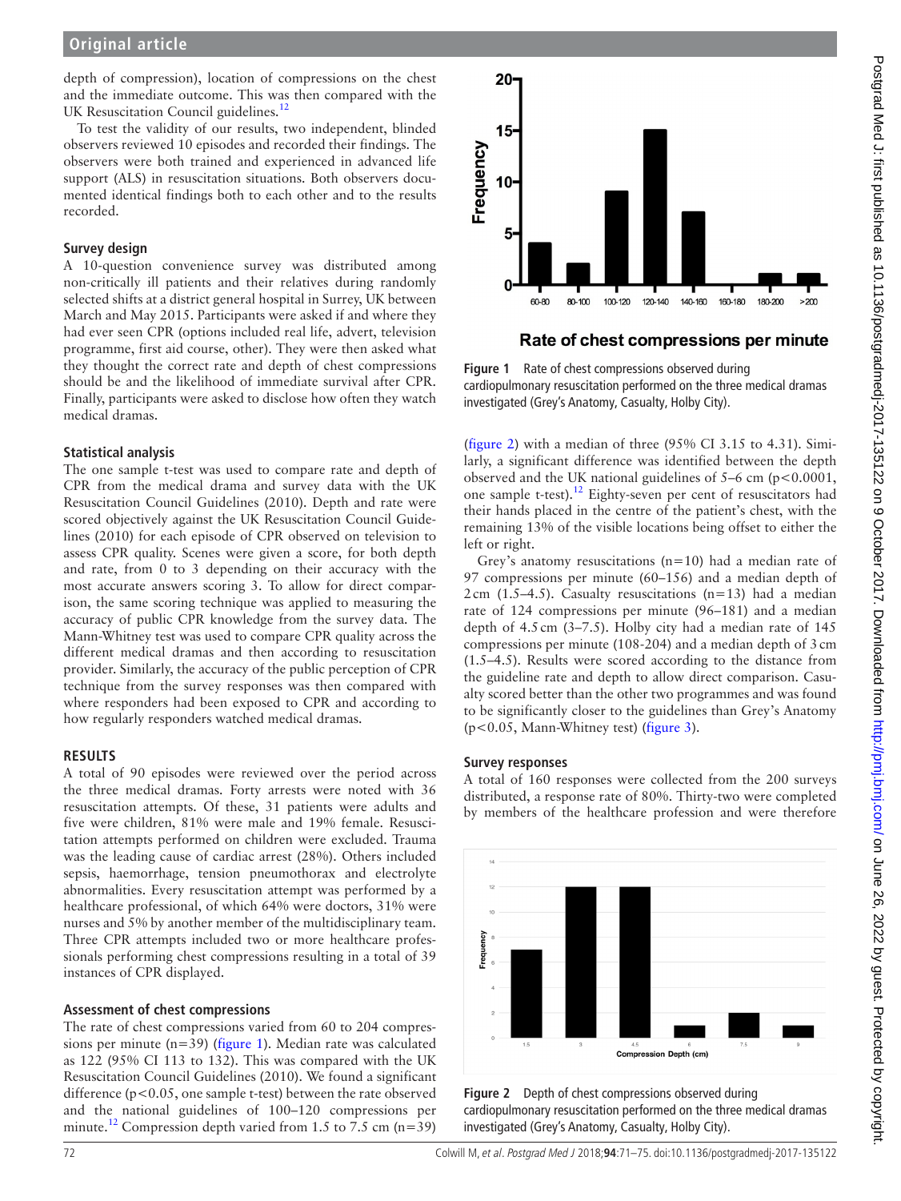depth of compression), location of compressions on the chest and the immediate outcome. This was then compared with the UK Resuscitation Council guidelines.[12]

To test the validity of our results, two independent, blinded observers reviewed 10 episodes and recorded their findings. The observers were both trained and experienced in advanced life support (ALS) in resuscitation situations. Both observers documented identical findings both to each other and to the results recorded.

### Survey design

A 10-question convenience survey was distributed among non-critically ill patients and their relatives during randomly selected shifts at a district general hospital in Surrey, UK between March and May 2015. Participants were asked if and where they had ever seen CPR (options included real life, advert, television programme, first aid course, other). They were then asked what they thought the correct rate and depth of chest compressions should be and the likelihood of immediate survival after CPR. Finally, participants were asked to disclose how often they watch medical dramas.

### Statistical analysis

The one sample t-test was used to compare rate and depth of CPR from the medical drama and survey data with the UK Resuscitation Council Guidelines (2010). Depth and rate were scored objectively against the UK Resuscitation Council Guidelines (2010) for each episode of CPR observed on television to assess CPR quality. Scenes were given a score, for both depth and rate, from 0 to 3 depending on their accuracy with the most accurate answers scoring 3. To allow for direct comparison, the same scoring technique was applied to measuring the accuracy of public CPR knowledge from the survey data. The Mann-Whitney test was used to compare CPR quality across the different medical dramas and then according to resuscitation provider. Similarly, the accuracy of the public perception of CPR technique from the survey responses was then compared with where responders had been exposed to CPR and according to how regularly responders watched medical dramas.

## RESULTS

A total of 90 episodes were reviewed over the period across the three medical dramas. Forty arrests were noted with 36 resuscitation attempts. Of these, 31 patients were adults and five were children, 81% were male and 19% female. Resuscitation attempts performed on children were excluded. Trauma was the leading cause of cardiac arrest (28%). Others included sepsis, haemorrhage, tension pneumothorax and electrolyte abnormalities. Every resuscitation attempt was performed by a healthcare professional, of which 64% were doctors, 31% were nurses and 5% by another member of the multidisciplinary team. Three CPR attempts included two or more healthcare professionals performing chest compressions resulting in a total of 39 instances of CPR displayed.

### Assessment of chest compressions

The rate of chest compressions varied from 60 to 204 compressions per minute (n=39) (figure 1). Median rate was calculated as 122 (95% CI 113 to 132). This was compared with the UK Resuscitation Council Guidelines (2010). We found a significant difference ($p<0.05$, one sample t-test) between the rate observed and the national guidelines of 100–120 compressions per minute.[12] Compression depth varied from 1.5 to 7.5 cm (n=39) (figure 2) with a median of three (95% CI 3.15 to 4.31). Similarly, a significant difference was identified between the depth observed and the UK national guidelines of 5–6 cm ($p<0.0001$, one sample t-test).[12] Eighty-seven per cent of resuscitators had their hands placed in the centre of the patient's chest, with the remaining 13% of the visible locations being offset to either the left or right.

Figure 1 Rate of chest compressions observed during cardiopulmonary resuscitation performed on the three medical dramas investigated (Grey's Anatomy, Casualty, Holby City).

Grey's anatomy resuscitations (n=10) had a median rate of 97 compressions per minute (60–156) and a median depth of 2 cm (1.5–4.5). Casualty resuscitations (n=13) had a median rate of 124 compressions per minute (96–181) and a median depth of 4.5 cm (3–7.5). Holby city had a median rate of 145 compressions per minute (108-204) and a median depth of 3 cm (1.5–4.5). Results were scored according to the distance from the guideline rate and depth to allow direct comparison. Casualty scored better than the other two programmes and was found to be significantly closer to the guidelines than Grey's Anatomy ($p<0.05$, Mann-Whitney test) (figure 3).

### Survey responses

A total of 160 responses were collected from the 200 surveys distributed, a response rate of 80%. Thirty-two were completed by members of the healthcare profession and were therefore

Figure 2 Depth of chest compressions observed during cardiopulmonary resuscitation performed on the three medical dramas investigated (Grey's Anatomy, Casualty, Holby City).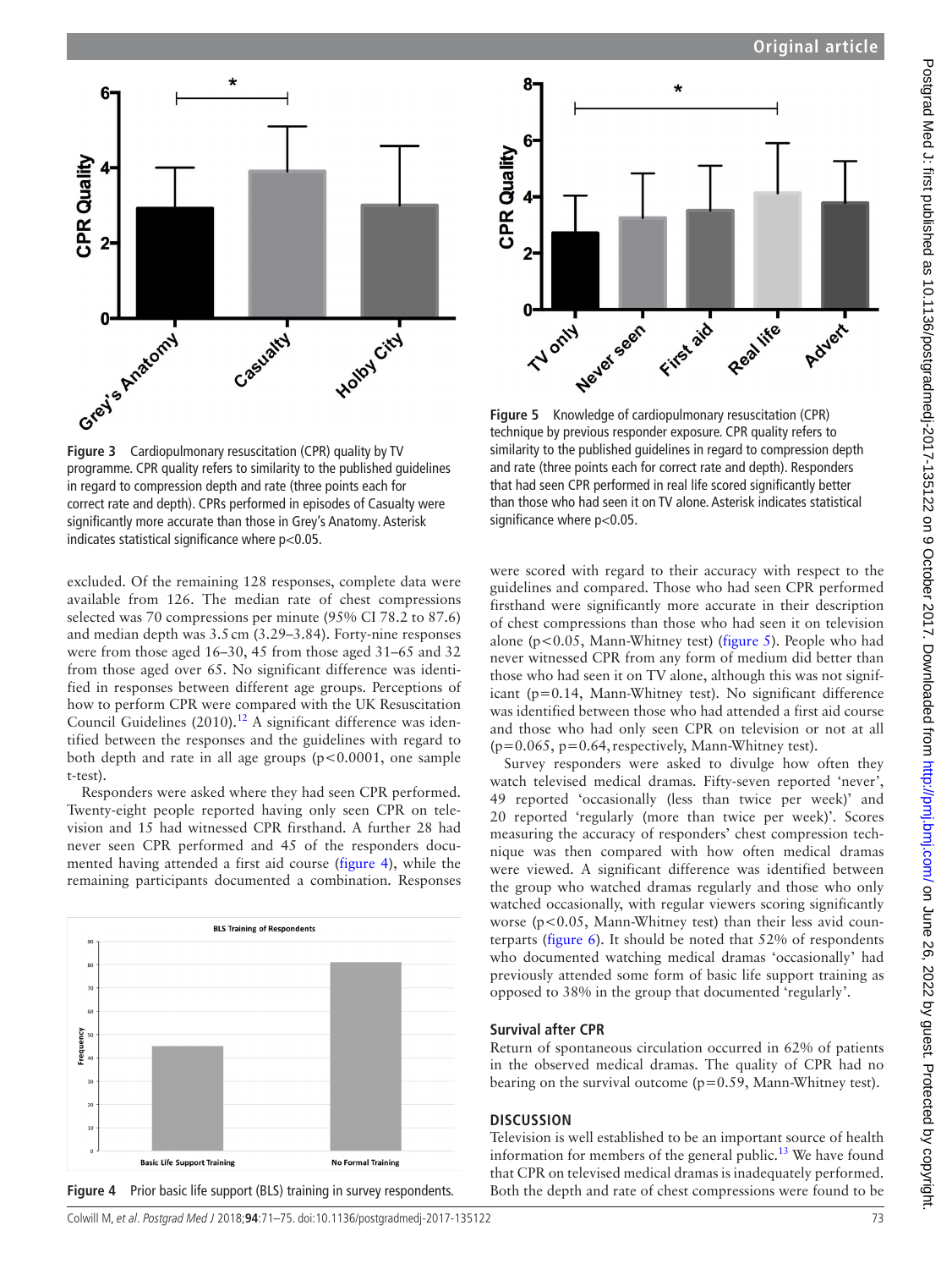Figure 3 Cardiopulmonary resuscitation (CPR) quality by TV programme. CPR quality refers to similarity to the published guidelines in regard to compression depth and rate (three points each for correct rate and depth). CPRs performed in episodes of Casualty were significantly more accurate than those in Grey's Anatomy. Asterisk indicates statistical significance where p<0.05.

excluded. Of the remaining 128 responses, complete data were available from 126. The median rate of chest compressions selected was 70 compressions per minute (95% CI 78.2 to 87.6) and median depth was 3.5 cm (3.29–3.84). Forty-nine responses were from those aged 16–30, 45 from those aged 31–65 and 32 from those aged over 65. No significant difference was identified in responses between different age groups. Perceptions of how to perform CPR were compared with the UK Resuscitation Council Guidelines (2010).[12] A significant difference was identified between the responses and the guidelines with regard to both depth and rate in all age groups ($p<0.0001$, one sample t-test).

Responders were asked where they had seen CPR performed. Twenty-eight people reported having only seen CPR on television and 15 had witnessed CPR firsthand. A further 28 had never seen CPR performed and 45 of the responders documented having attended a first aid course (figure 4), while the remaining participants documented a combination. Responses

Figure 4 Prior basic life support (BLS) training in survey respondents.

Figure 5 Knowledge of cardiopulmonary resuscitation (CPR) technique by previous responder exposure. CPR quality refers to similarity to the published guidelines in regard to compression depth and rate (three points each for correct rate and depth). Responders that had seen CPR performed in real life scored significantly better than those who had seen it on TV alone. Asterisk indicates statistical significance where p<0.05.

were scored with regard to their accuracy with respect to the guidelines and compared. Those who had seen CPR performed firsthand were significantly more accurate in their description of chest compressions than those who had seen it on television alone ($p<0.05$, Mann-Whitney test) (figure 5). People who had never witnessed CPR from any form of medium did better than those who had seen it on TV alone, although this was not significant ($p=0.14$, Mann-Whitney test). No significant difference was identified between those who had attended a first aid course and those who had only seen CPR on television or not at all ($p=0.065$, $p=0.64$, respectively, Mann-Whitney test).

Survey responders were asked to divulge how often they watch televised medical dramas. Fifty-seven reported 'never', 49 reported 'occasionally (less than twice per week)' and 20 reported 'regularly (more than twice per week)'. Scores measuring the accuracy of responders' chest compression technique was then compared with how often medical dramas were viewed. A significant difference was identified between the group who watched dramas regularly and those who only watched occasionally, with regular viewers scoring significantly worse ($p<0.05$, Mann-Whitney test) than their less avid counterparts (figure 6). It should be noted that 52% of respondents who documented watching medical dramas 'occasionally' had previously attended some form of basic life support training as opposed to 38% in the group that documented 'regularly'.

### Survival after CPR

Return of spontaneous circulation occurred in 62% of patients in the observed medical dramas. The quality of CPR had no bearing on the survival outcome ($p=0.59$, Mann-Whitney test).

## DISCUSSION

Television is well established to be an important source of health information for members of the general public.[13] We have found that CPR on televised medical dramas is inadequately performed. Both the depth and rate of chest compressions were found to be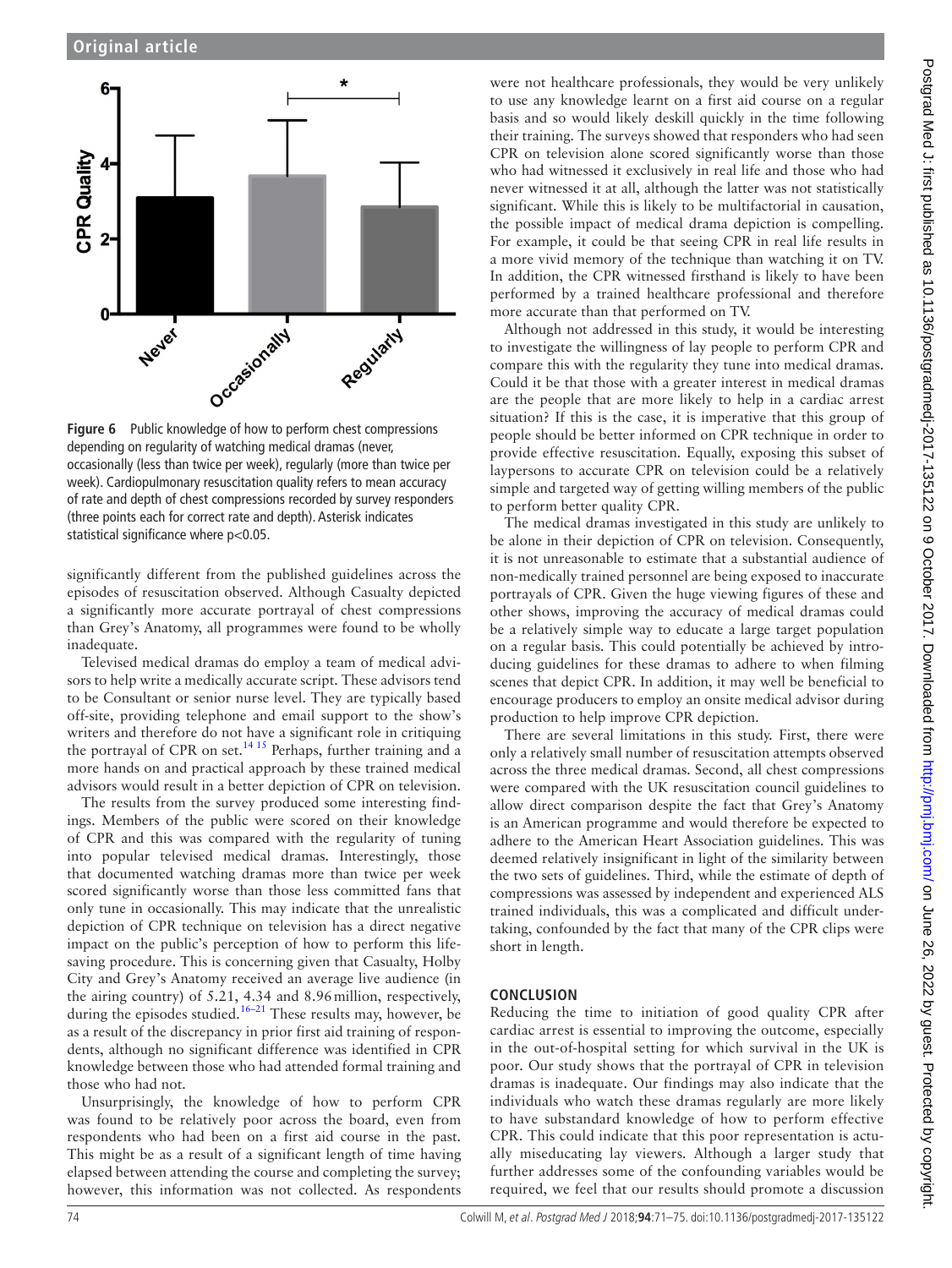6

4

2

0

CPR Quality

*

Never

Occasionally

Regularly

**Figure 6** Public knowledge of how to perform chest compressions depending on regularity of watching medical dramas (never, occasionally (less than twice per week), regularly (more than twice per week). Cardiopulmonary resuscitation quality refers to mean accuracy of rate and depth of chest compressions recorded by survey responders (three points each for correct rate and depth). Asterisk indicates statistical significance where $p<0.05$.

significantly different from the published guidelines across the episodes of resuscitation observed. Although Casualty depicted a significantly more accurate portrayal of chest compressions than Grey's Anatomy, all programmes were found to be wholly inadequate.

Televised medical dramas do employ a team of medical advisors to help write a medically accurate script. These advisors tend to be Consultant or senior nurse level. They are typically based off-site, providing telephone and email support to the show's writers and therefore do not have a significant role in critiquing the portrayal of CPR on set.[14 15] Perhaps, further training and a more hands on and practical approach by these trained medical advisors would result in a better depiction of CPR on television.

The results from the survey produced some interesting findings. Members of the public were scored on their knowledge of CPR and this was compared with the regularity of tuning into popular televised medical dramas. Interestingly, those that documented watching dramas more than twice per week scored significantly worse than those less committed fans that only tune in occasionally. This may indicate that the unrealistic depiction of CPR technique on television has a direct negative impact on the public's perception of how to perform this life-saving procedure. This is concerning given that Casualty, Holby City and Grey's Anatomy received an average live audience (in the airing country) of 5.21, 4.34 and 8.96 million, respectively, during the episodes studied.[16–21] These results may, however, be as a result of the discrepancy in prior first aid training of respondents, although no significant difference was identified in CPR knowledge between those who had attended formal training and those who had not.

Unsurprisingly, the knowledge of how to perform CPR was found to be relatively poor across the board, even from respondents who had been on a first aid course in the past. This might be as a result of a significant length of time having elapsed between attending the course and completing the survey; however, this information was not collected. As respondents were not healthcare professionals, they would be very unlikely to use any knowledge learnt on a first aid course on a regular basis and so would likely deskill quickly in the time following their training. The surveys showed that responders who had seen CPR on television alone scored significantly worse than those who had witnessed it exclusively in real life and those who had never witnessed it at all, although the latter was not statistically significant. While this is likely to be multifactorial in causation, the possible impact of medical drama depiction is compelling. For example, it could be that seeing CPR in real life results in a more vivid memory of the technique than watching it on TV. In addition, the CPR witnessed firsthand is likely to have been performed by a trained healthcare professional and therefore more accurate than that performed on TV.

Although not addressed in this study, it would be interesting to investigate the willingness of lay people to perform CPR and compare this with the regularity they tune into medical dramas. Could it be that those with a greater interest in medical dramas are the people that are more likely to help in a cardiac arrest situation? If this is the case, it is imperative that this group of people should be better informed on CPR technique in order to provide effective resuscitation. Equally, exposing this subset of laypersons to accurate CPR on television could be a relatively simple and targeted way of getting willing members of the public to perform better quality CPR.

The medical dramas investigated in this study are unlikely to be alone in their depiction of CPR on television. Consequently, it is not unreasonable to estimate that a substantial audience of non-medically trained personnel are being exposed to inaccurate portrayals of CPR. Given the huge viewing figures of these and other shows, improving the accuracy of medical dramas could be a relatively simple way to educate a large target population on a regular basis. This could potentially be achieved by introducing guidelines for these dramas to adhere to when filming scenes that depict CPR. In addition, it may well be beneficial to encourage producers to employ an onsite medical advisor during production to help improve CPR depiction.

There are several limitations in this study. First, there were only a relatively small number of resuscitation attempts observed across the three medical dramas. Second, all chest compressions were compared with the UK resuscitation council guidelines to allow direct comparison despite the fact that Grey's Anatomy is an American programme and would therefore be expected to adhere to the American Heart Association guidelines. This was deemed relatively insignificant in light of the similarity between the two sets of guidelines. Third, while the estimate of depth of compressions was assessed by independent and experienced ALS trained individuals, this was a complicated and difficult undertaking, confounded by the fact that many of the CPR clips were short in length.

## CONCLUSION

Reducing the time to initiation of good quality CPR after cardiac arrest is essential to improving the outcome, especially in the out-of-hospital setting for which survival in the UK is poor. Our study shows that the portrayal of CPR in television dramas is inadequate. Our findings may also indicate that the individuals who watch these dramas regularly are more likely to have substandard knowledge of how to perform effective CPR. This could indicate that this poor representation is actually miseducating lay viewers. Although a larger study that further addresses some of the confounding variables would be required, we feel that our results should promote a discussion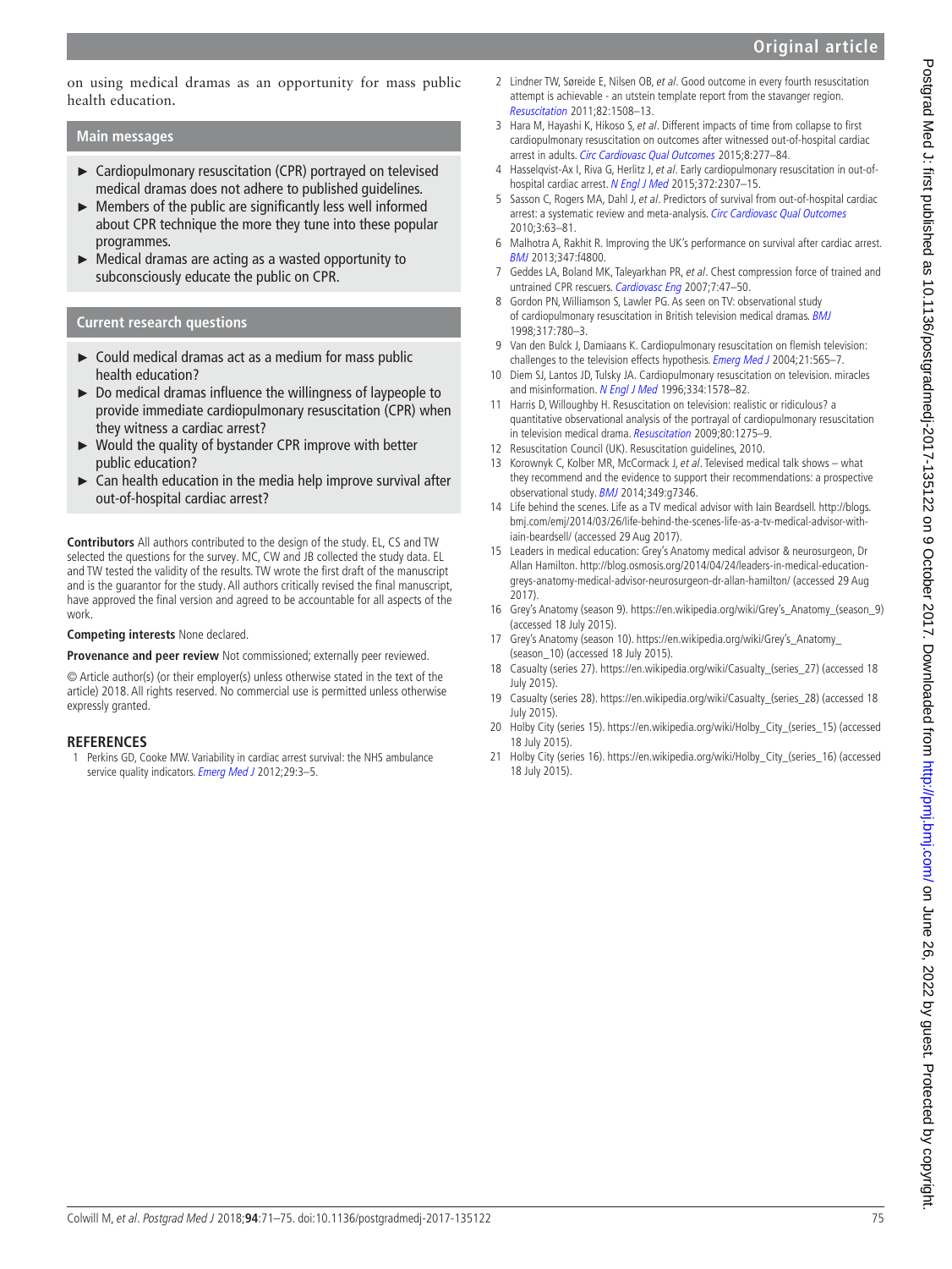on using medical dramas as an opportunity for mass public health education.

## Main messages

- Cardiopulmonary resuscitation (CPR) portrayed on televised medical dramas does not adhere to published guidelines.
- Members of the public are significantly less well informed about CPR technique the more they tune into these popular programmes.
- Medical dramas are acting as a wasted opportunity to subconsciously educate the public on CPR.

## Current research questions

- Could medical dramas act as a medium for mass public health education?
- Do medical dramas influence the willingness of laypeople to provide immediate cardiopulmonary resuscitation (CPR) when they witness a cardiac arrest?
- Would the quality of bystander CPR improve with better public education?
- Can health education in the media help improve survival after out-of-hospital cardiac arrest?

**Contributors** All authors contributed to the design of the study. EL, CS and TW selected the questions for the survey. MC, CW and JB collected the study data. EL and TW tested the validity of the results. TW wrote the first draft of the manuscript and is the guarantor for the study. All authors critically revised the final manuscript, have approved the final version and agreed to be accountable for all aspects of the work.

**Competing interests** None declared.

**Provenance and peer review** Not commissioned; externally peer reviewed.

© Article author(s) (or their employer(s) unless otherwise stated in the text of the article) 2018. All rights reserved. No commercial use is permitted unless otherwise expressly granted.

## REFERENCES

1. Perkins GD, Cooke MW. Variability in cardiac arrest survival: the NHS ambulance service quality indicators. *Emerg Med J* 2012;29:3–5.
2. Lindner TW, Søreide E, Nilsen OB, *et al*. Good outcome in every fourth resuscitation attempt is achievable - an utstein template report from the stavanger region. *Resuscitation* 2011;82:1508–13.
3. Hara M, Hayashi K, Hikoso S, *et al*. Different impacts of time from collapse to first cardiopulmonary resuscitation on outcomes after witnessed out-of-hospital cardiac arrest in adults. *Circ Cardiovasc Qual Outcomes* 2015;8:277–84.
4. Hasselqvist-Ax I, Riva G, Herlitz J, *et al*. Early cardiopulmonary resuscitation in out-of-hospital cardiac arrest. *N Engl J Med* 2015;372:2307–15.
5. Sasson C, Rogers MA, Dahl J, *et al*. Predictors of survival from out-of-hospital cardiac arrest: a systematic review and meta-analysis. *Circ Cardiovasc Qual Outcomes* 2010;3:63–81.
6. Malhotra A, Rakhit R. Improving the UK's performance on survival after cardiac arrest. *BMJ* 2013;347:f4800.
7. Geddes LA, Boland MK, Taleyarkhan PR, *et al*. Chest compression force of trained and untrained CPR rescuers. *Cardiovasc Eng* 2007;7:47–50.
8. Gordon PN, Williamson S, Lawler PG. As seen on TV: observational study of cardiopulmonary resuscitation in British television medical dramas. *BMJ* 1998;317:780–3.
9. Van den Bulck J, Damiaans K. Cardiopulmonary resuscitation on flemish television: challenges to the television effects hypothesis. *Emerg Med J* 2004;21:565–7.
10. Diem SJ, Lantos JD, Tulsky JA. Cardiopulmonary resuscitation on television. miracles and misinformation. *N Engl J Med* 1996;334:1578–82.
11. Harris D, Willoughby H. Resuscitation on television: realistic or ridiculous? a quantitative observational analysis of the portrayal of cardiopulmonary resuscitation in television medical drama. *Resuscitation* 2009;80:1275–9.
12. Resuscitation Council (UK). Resuscitation guidelines, 2010.
13. Korownyk C, Kolber MR, McCormack J, *et al*. Televised medical talk shows – what they recommend and the evidence to support their recommendations: a prospective observational study. *BMJ* 2014;349:g7346.
14. Life behind the scenes. Life as a TV medical advisor with Iain Beardsell. http://blogs.bmj.com/emj/2014/03/26/life-behind-the-scenes-life-as-a-tv-medical-advisor-with-iain-beardsell/ (accessed 29 Aug 2017).
15. Leaders in medical education: Grey's Anatomy medical advisor & neurosurgeon, Dr Allan Hamilton. http://blog.osmosis.org/2014/04/24/leaders-in-medical-education-greys-anatomy-medical-advisor-neurosurgeon-dr-allan-hamilton/ (accessed 29 Aug 2017).
16. Grey's Anatomy (season 9). https://en.wikipedia.org/wiki/Grey's_Anatomy_(season_9) (accessed 18 July 2015).
17. Grey's Anatomy (season 10). https://en.wikipedia.org/wiki/Grey's_Anatomy_(season_10) (accessed 18 July 2015).
18. Casualty (series 27). https://en.wikipedia.org/wiki/Casualty_(series_27) (accessed 18 July 2015).
19. Casualty (series 28). https://en.wikipedia.org/wiki/Casualty_(series_28) (accessed 18 July 2015).
20. Holby City (series 15). https://en.wikipedia.org/wiki/Holby_City_(series_15) (accessed 18 July 2015).
21. Holby City (series 16). https://en.wikipedia.org/wiki/Holby_City_(series_16) (accessed 18 July 2015).